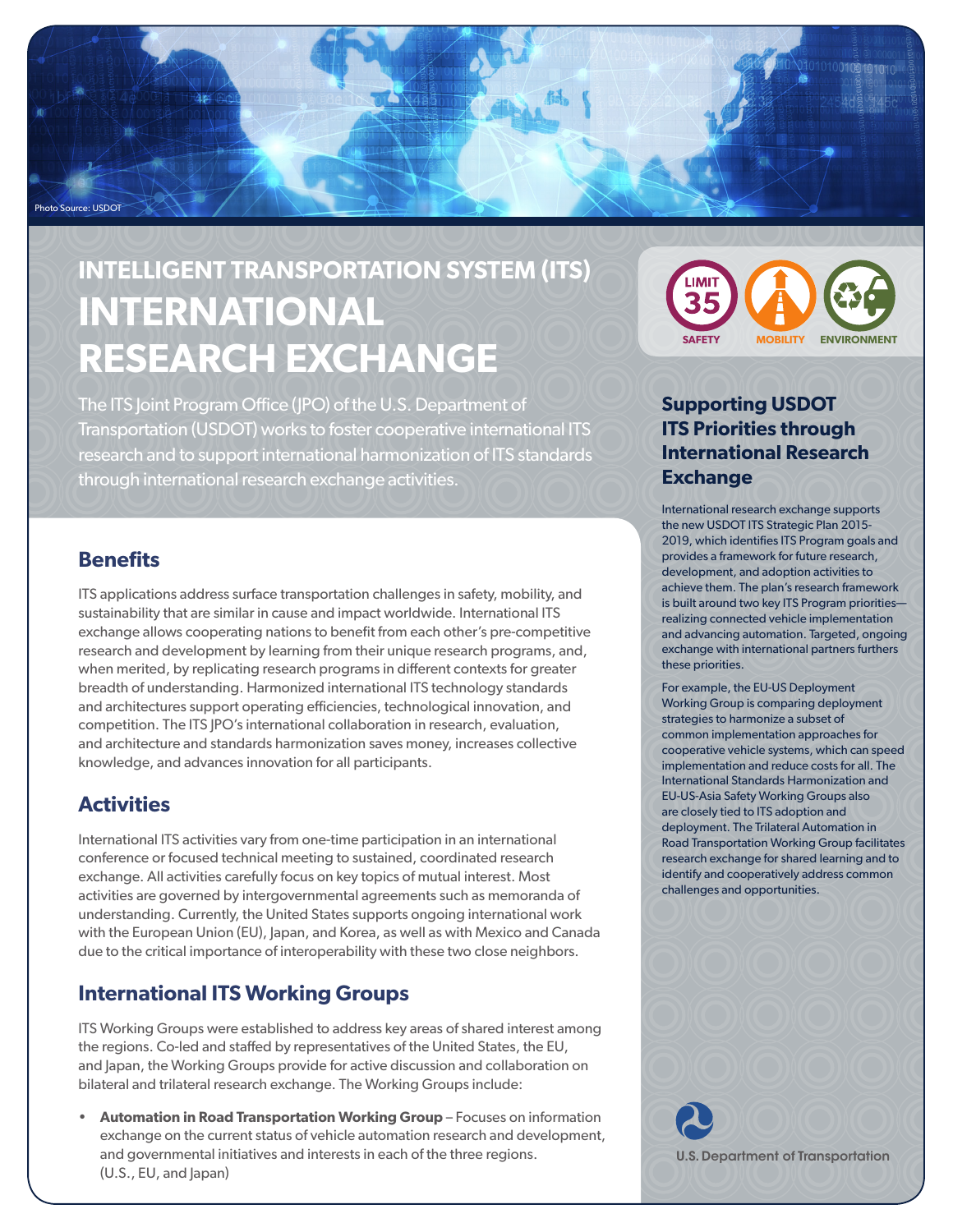Photo Source: USDOT

# INTELLIGENT TRANSPORTATION SYSTEM (ITS) INTERNATIONAL RESEARCH EXCHANGE

The ITS Joint Program Office (JPO) of the U.S. Department of Transportation (USDOT) works to foster cooperative international ITS research and to support international harmonization of ITS standards through international research exchange activities.

SAFETY MOBILITY ENVIRONMENT

## Benefits

ITS applications address surface transportation challenges in safety, mobility, and sustainability that are similar in cause and impact worldwide. International ITS exchange allows cooperating nations to benefit from each other's pre-competitive research and development by learning from their unique research programs, and, when merited, by replicating research programs in different contexts for greater breadth of understanding. Harmonized international ITS technology standards and architectures support operating efficiencies, technological innovation, and competition. The ITS JPO's international collaboration in research, evaluation, and architecture and standards harmonization saves money, increases collective knowledge, and advances innovation for all participants.

## Activities

International ITS activities vary from one-time participation in an international conference or focused technical meeting to sustained, coordinated research exchange. All activities carefully focus on key topics of mutual interest. Most activities are governed by intergovernmental agreements such as memoranda of understanding. Currently, the United States supports ongoing international work with the European Union (EU), Japan, and Korea, as well as with Mexico and Canada due to the critical importance of interoperability with these two close neighbors.

## International ITS Working Groups

ITS Working Groups were established to address key areas of shared interest among the regions. Co-led and staffed by representatives of the United States, the EU, and Japan, the Working Groups provide for active discussion and collaboration on bilateral and trilateral research exchange. The Working Groups include:

- **Automation in Road Transportation Working Group** – Focuses on information exchange on the current status of vehicle automation research and development, and governmental initiatives and interests in each of the three regions. (U.S., EU, and Japan)

## Supporting USDOT ITS Priorities through International Research Exchange

International research exchange supports the new USDOT ITS Strategic Plan 2015-2019, which identifies ITS Program goals and provides a framework for future research, development, and adoption activities to achieve them. The plan's research framework is built around two key ITS Program priorities—realizing connected vehicle implementation and advancing automation. Targeted, ongoing exchange with international partners furthers these priorities.

For example, the EU-US Deployment Working Group is comparing deployment strategies to harmonize a subset of common implementation approaches for cooperative vehicle systems, which can speed implementation and reduce costs for all. The International Standards Harmonization and EU-US-Asia Safety Working Groups also are closely tied to ITS adoption and deployment. The Trilateral Automation in Road Transportation Working Group facilitates research exchange for shared learning and to identify and cooperatively address common challenges and opportunities.

U.S. Department of Transportation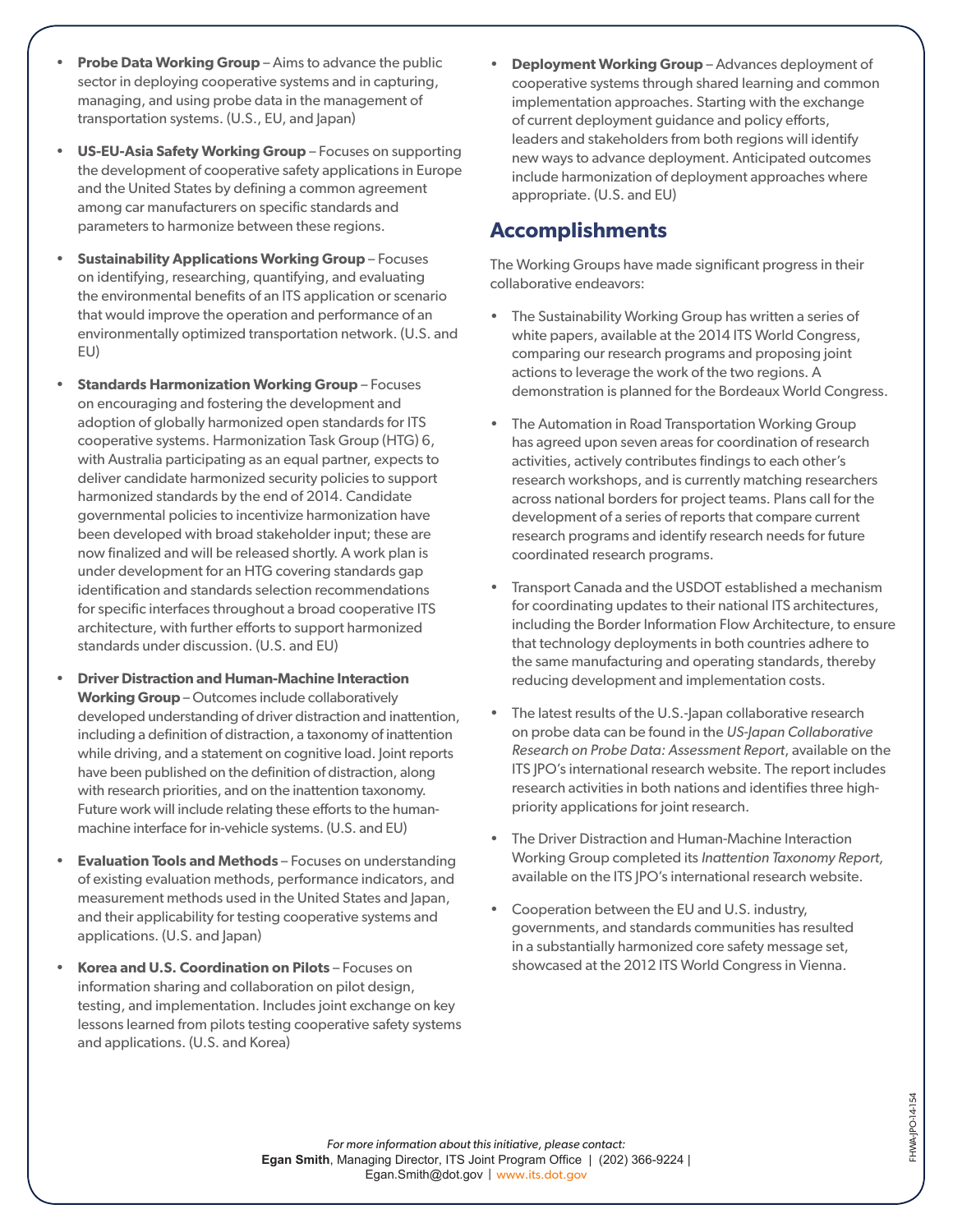- **Probe Data Working Group** – Aims to advance the public sector in deploying cooperative systems and in capturing, managing, and using probe data in the management of transportation systems. (U.S., EU, and Japan)
- **US-EU-Asia Safety Working Group** – Focuses on supporting the development of cooperative safety applications in Europe and the United States by defining a common agreement among car manufacturers on specific standards and parameters to harmonize between these regions.
- **Sustainability Applications Working Group** – Focuses on identifying, researching, quantifying, and evaluating the environmental benefits of an ITS application or scenario that would improve the operation and performance of an environmentally optimized transportation network. (U.S. and EU)
- **Standards Harmonization Working Group** – Focuses on encouraging and fostering the development and adoption of globally harmonized open standards for ITS cooperative systems. Harmonization Task Group (HTG) 6, with Australia participating as an equal partner, expects to deliver candidate harmonized security policies to support harmonized standards by the end of 2014. Candidate governmental policies to incentivize harmonization have been developed with broad stakeholder input; these are now finalized and will be released shortly. A work plan is under development for an HTG covering standards gap identification and standards selection recommendations for specific interfaces throughout a broad cooperative ITS architecture, with further efforts to support harmonized standards under discussion. (U.S. and EU)
- **Driver Distraction and Human-Machine Interaction Working Group** – Outcomes include collaboratively developed understanding of driver distraction and inattention, including a definition of distraction, a taxonomy of inattention while driving, and a statement on cognitive load. Joint reports have been published on the definition of distraction, along with research priorities, and on the inattention taxonomy. Future work will include relating these efforts to the human-machine interface for in-vehicle systems. (U.S. and EU)
- **Evaluation Tools and Methods** – Focuses on understanding of existing evaluation methods, performance indicators, and measurement methods used in the United States and Japan, and their applicability for testing cooperative systems and applications. (U.S. and Japan)
- **Korea and U.S. Coordination on Pilots** – Focuses on information sharing and collaboration on pilot design, testing, and implementation. Includes joint exchange on key lessons learned from pilots testing cooperative safety systems and applications. (U.S. and Korea)
- **Deployment Working Group** – Advances deployment of cooperative systems through shared learning and common implementation approaches. Starting with the exchange of current deployment guidance and policy efforts, leaders and stakeholders from both regions will identify new ways to advance deployment. Anticipated outcomes include harmonization of deployment approaches where appropriate. (U.S. and EU)

## Accomplishments

The Working Groups have made significant progress in their collaborative endeavors:

- The Sustainability Working Group has written a series of white papers, available at the 2014 ITS World Congress, comparing our research programs and proposing joint actions to leverage the work of the two regions. A demonstration is planned for the Bordeaux World Congress.
- The Automation in Road Transportation Working Group has agreed upon seven areas for coordination of research activities, actively contributes findings to each other's research workshops, and is currently matching researchers across national borders for project teams. Plans call for the development of a series of reports that compare current research programs and identify research needs for future coordinated research programs.
- Transport Canada and the USDOT established a mechanism for coordinating updates to their national ITS architectures, including the Border Information Flow Architecture, to ensure that technology deployments in both countries adhere to the same manufacturing and operating standards, thereby reducing development and implementation costs.
- The latest results of the U.S.-Japan collaborative research on probe data can be found in the *US-Japan Collaborative Research on Probe Data: Assessment Report*, available on the ITS JPO's international research website. The report includes research activities in both nations and identifies three high-priority applications for joint research.
- The Driver Distraction and Human-Machine Interaction Working Group completed its *Inattention Taxonomy Report*, available on the ITS JPO's international research website.
- Cooperation between the EU and U.S. industry, governments, and standards communities has resulted in a substantially harmonized core safety message set, showcased at the 2012 ITS World Congress in Vienna.

*For more information about this initiative, please contact:*
**Egan Smith**, Managing Director, ITS Joint Program Office | (202) 366-9224 | Egan.Smith@dot.gov | www.its.dot.gov

FHWA-JPO-14-154